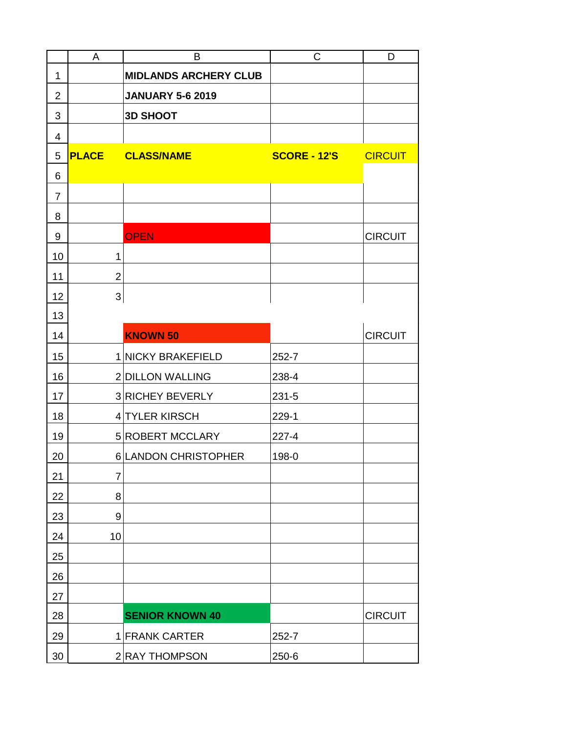| PLACE | CLASS/NAME | SCORE - 12'S | CIRCUIT |
|---|---|---|---|
| | MIDLANDS ARCHERY CLUB | | |
| | JANUARY 5-6 2019 | | |
| | 3D SHOOT | | |
| | | | |
| | OPEN | | CIRCUIT |
| 1 | | | |
| 2 | | | |
| 3 | | | |
| | | | |
| | KNOWN 50 | | CIRCUIT |
| 1 | NICKY BRAKEFIELD | 252-7 | |
| 2 | DILLON WALLING | 238-4 | |
| 3 | RICHEY BEVERLY | 231-5 | |
| 4 | TYLER KIRSCH | 229-1 | |
| 5 | ROBERT MCCLARY | 227-4 | |
| 6 | LANDON CHRISTOPHER | 198-0 | |
| 7 | | | |
| 8 | | | |
| 9 | | | |
| 10 | | | |
| | | | |
| | SENIOR KNOWN 40 | | CIRCUIT |
| 1 | FRANK CARTER | 252-7 | |
| 2 | RAY THOMPSON | 250-6 | |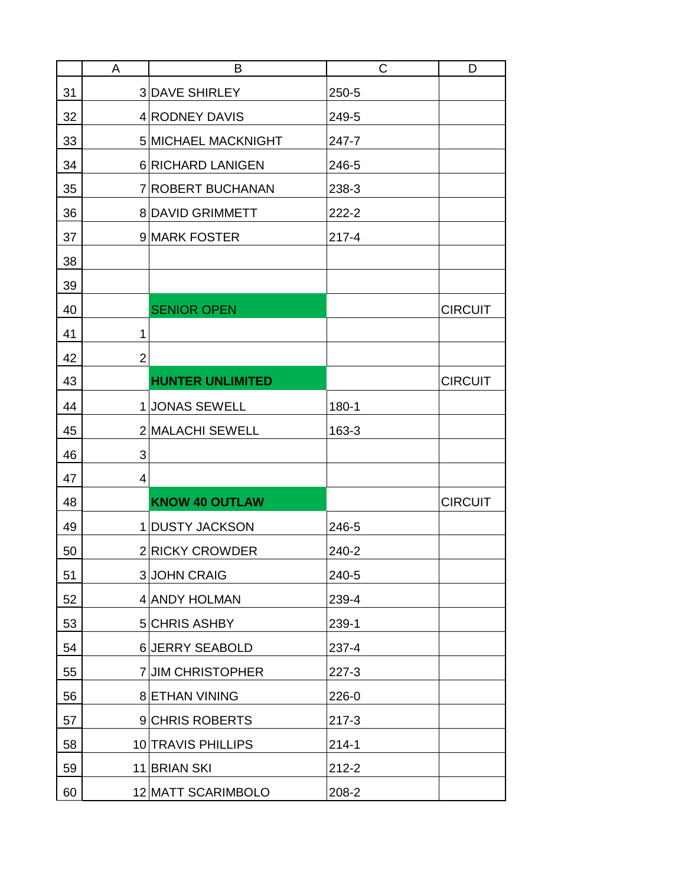|  | A | B | C | D |
|---|---|---|---|---|
| 31 | 3 | DAVE SHIRLEY | 250-5 |  |
| 32 | 4 | RODNEY DAVIS | 249-5 |  |
| 33 | 5 | MICHAEL MACKNIGHT | 247-7 |  |
| 34 | 6 | RICHARD LANIGEN | 246-5 |  |
| 35 | 7 | ROBERT BUCHANAN | 238-3 |  |
| 36 | 8 | DAVID GRIMMETT | 222-2 |  |
| 37 | 9 | MARK FOSTER | 217-4 |  |
| 38 |  |  |  |  |
| 39 |  |  |  |  |
| 40 |  | SENIOR OPEN |  | CIRCUIT |
| 41 | 1 |  |  |  |
| 42 | 2 |  |  |  |
| 43 |  | **HUNTER UNLIMITED** |  | CIRCUIT |
| 44 | 1 | JONAS SEWELL | 180-1 |  |
| 45 | 2 | MALACHI SEWELL | 163-3 |  |
| 46 | 3 |  |  |  |
| 47 | 4 |  |  |  |
| 48 |  | **KNOW 40 OUTLAW** |  | CIRCUIT |
| 49 | 1 | DUSTY JACKSON | 246-5 |  |
| 50 | 2 | RICKY CROWDER | 240-2 |  |
| 51 | 3 | JOHN CRAIG | 240-5 |  |
| 52 | 4 | ANDY HOLMAN | 239-4 |  |
| 53 | 5 | CHRIS ASHBY | 239-1 |  |
| 54 | 6 | JERRY SEABOLD | 237-4 |  |
| 55 | 7 | JIM CHRISTOPHER | 227-3 |  |
| 56 | 8 | ETHAN VINING | 226-0 |  |
| 57 | 9 | CHRIS ROBERTS | 217-3 |  |
| 58 | 10 | TRAVIS PHILLIPS | 214-1 |  |
| 59 | 11 | BRIAN SKI | 212-2 |  |
| 60 | 12 | MATT SCARIMBOLO | 208-2 |  |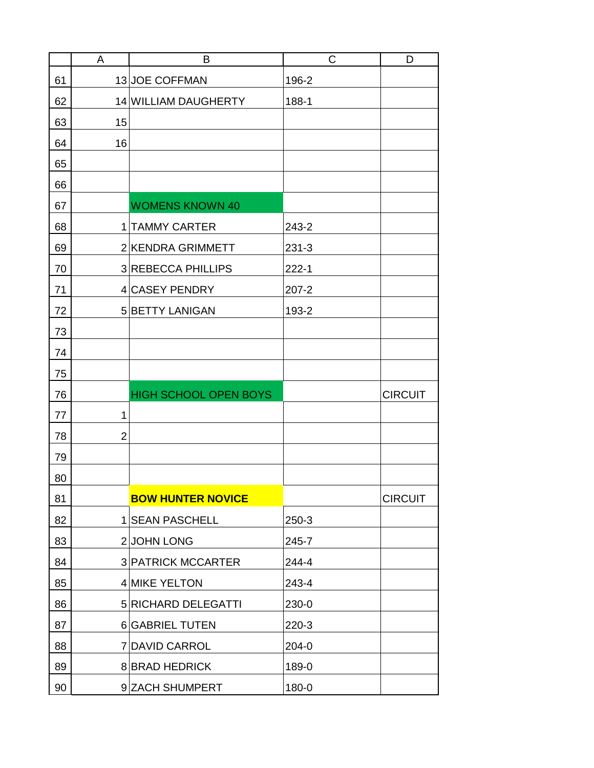| | A | B | C | D |
|---|---|---|---|---|
| 61 | 13 | JOE COFFMAN | 196-2 | |
| 62 | 14 | WILLIAM DAUGHERTY | 188-1 | |
| 63 | 15 | | | |
| 64 | 16 | | | |
| 65 | | | | |
| 66 | | | | |
| 67 | | WOMENS KNOWN 40 | | |
| 68 | 1 | TAMMY CARTER | 243-2 | |
| 69 | 2 | KENDRA GRIMMETT | 231-3 | |
| 70 | 3 | REBECCA PHILLIPS | 222-1 | |
| 71 | 4 | CASEY PENDRY | 207-2 | |
| 72 | 5 | BETTY LANIGAN | 193-2 | |
| 73 | | | | |
| 74 | | | | |
| 75 | | | | |
| 76 | | HIGH SCHOOL OPEN BOYS | | CIRCUIT |
| 77 | 1 | | | |
| 78 | 2 | | | |
| 79 | | | | |
| 80 | | | | |
| 81 | | **BOW HUNTER NOVICE** | | CIRCUIT |
| 82 | 1 | SEAN PASCHELL | 250-3 | |
| 83 | 2 | JOHN LONG | 245-7 | |
| 84 | 3 | PATRICK MCCARTER | 244-4 | |
| 85 | 4 | MIKE YELTON | 243-4 | |
| 86 | 5 | RICHARD DELEGATTI | 230-0 | |
| 87 | 6 | GABRIEL TUTEN | 220-3 | |
| 88 | 7 | DAVID CARROL | 204-0 | |
| 89 | 8 | BRAD HEDRICK | 189-0 | |
| 90 | 9 | ZACH SHUMPERT | 180-0 | |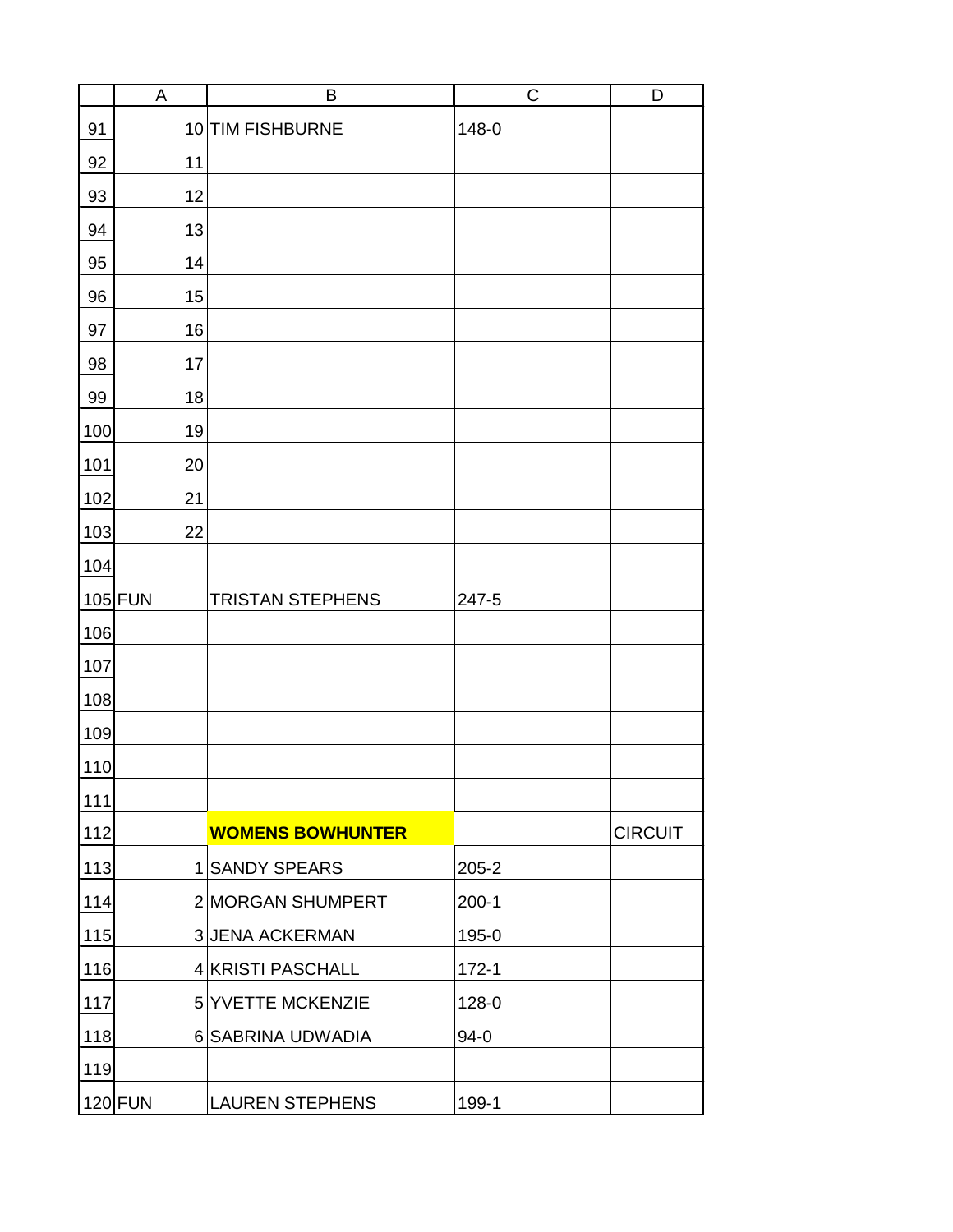| | A | B | C | D |
|---|---|---|---|---|
| 91 | 10 | TIM FISHBURNE | 148-0 | |
| 92 | 11 | | | |
| 93 | 12 | | | |
| 94 | 13 | | | |
| 95 | 14 | | | |
| 96 | 15 | | | |
| 97 | 16 | | | |
| 98 | 17 | | | |
| 99 | 18 | | | |
| 100 | 19 | | | |
| 101 | 20 | | | |
| 102 | 21 | | | |
| 103 | 22 | | | |
| 104 | | | | |
| 105 | FUN | TRISTAN STEPHENS | 247-5 | |
| 106 | | | | |
| 107 | | | | |
| 108 | | | | |
| 109 | | | | |
| 110 | | | | |
| 111 | | | | |
| 112 | | **WOMENS BOWHUNTER** | | CIRCUIT |
| 113 | 1 | SANDY SPEARS | 205-2 | |
| 114 | 2 | MORGAN SHUMPERT | 200-1 | |
| 115 | 3 | JENA ACKERMAN | 195-0 | |
| 116 | 4 | KRISTI PASCHALL | 172-1 | |
| 117 | 5 | YVETTE MCKENZIE | 128-0 | |
| 118 | 6 | SABRINA UDWADIA | 94-0 | |
| 119 | | | | |
| 120 | FUN | LAUREN STEPHENS | 199-1 | |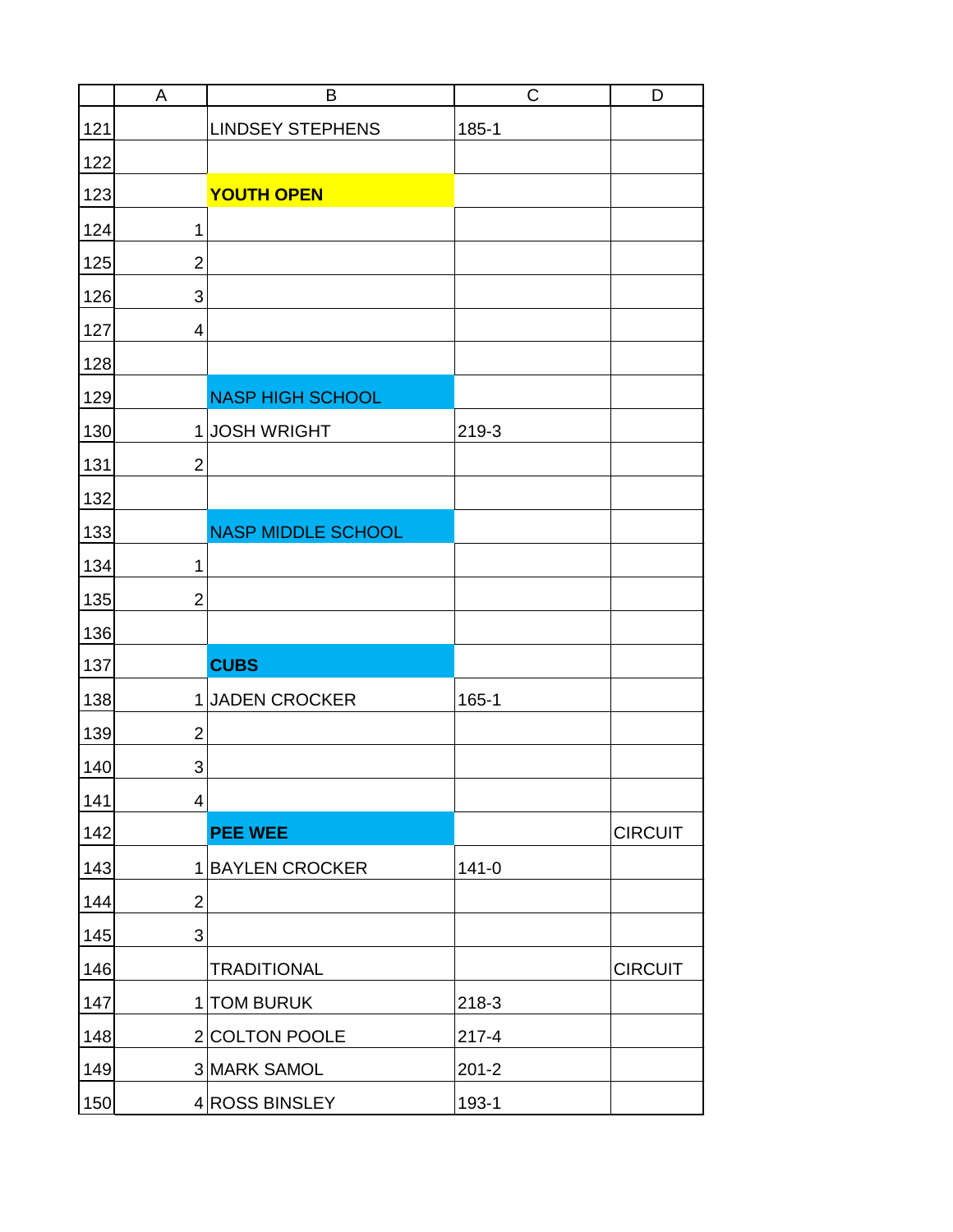| | A | B | C | D |
|---|---|---|---|---|
| 121 | | LINDSEY STEPHENS | 185-1 | |
| 122 | | | | |
| 123 | | **YOUTH OPEN** | | |
| 124 | 1 | | | |
| 125 | 2 | | | |
| 126 | 3 | | | |
| 127 | 4 | | | |
| 128 | | | | |
| 129 | | NASP HIGH SCHOOL | | |
| 130 | 1 | JOSH WRIGHT | 219-3 | |
| 131 | 2 | | | |
| 132 | | | | |
| 133 | | NASP MIDDLE SCHOOL | | |
| 134 | 1 | | | |
| 135 | 2 | | | |
| 136 | | | | |
| 137 | | **CUBS** | | |
| 138 | 1 | JADEN CROCKER | 165-1 | |
| 139 | 2 | | | |
| 140 | 3 | | | |
| 141 | 4 | | | |
| 142 | | **PEE WEE** | | CIRCUIT |
| 143 | 1 | BAYLEN CROCKER | 141-0 | |
| 144 | 2 | | | |
| 145 | 3 | | | |
| 146 | | TRADITIONAL | | CIRCUIT |
| 147 | 1 | TOM BURUK | 218-3 | |
| 148 | 2 | COLTON POOLE | 217-4 | |
| 149 | 3 | MARK SAMOL | 201-2 | |
| 150 | 4 | ROSS BINSLEY | 193-1 | |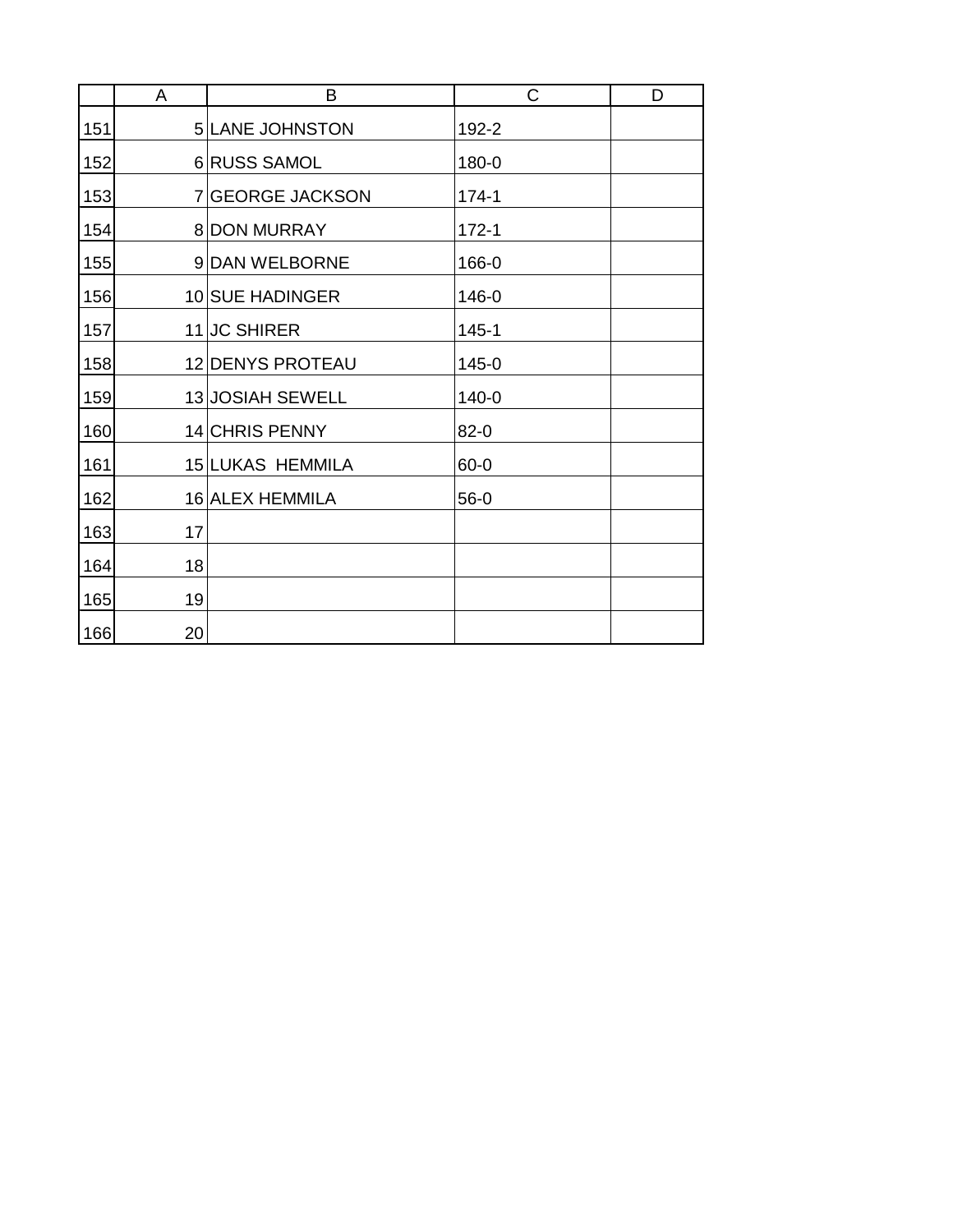| | A | B | C | D |
|---|---|---|---|---|
| 151 | 5 | LANE JOHNSTON | 192-2 | |
| 152 | 6 | RUSS SAMOL | 180-0 | |
| 153 | 7 | GEORGE JACKSON | 174-1 | |
| 154 | 8 | DON MURRAY | 172-1 | |
| 155 | 9 | DAN WELBORNE | 166-0 | |
| 156 | 10 | SUE HADINGER | 146-0 | |
| 157 | 11 | JC SHIRER | 145-1 | |
| 158 | 12 | DENYS PROTEAU | 145-0 | |
| 159 | 13 | JOSIAH SEWELL | 140-0 | |
| 160 | 14 | CHRIS PENNY | 82-0 | |
| 161 | 15 | LUKAS  HEMMILA | 60-0 | |
| 162 | 16 | ALEX HEMMILA | 56-0 | |
| 163 | 17 | | | |
| 164 | 18 | | | |
| 165 | 19 | | | |
| 166 | 20 | | | |